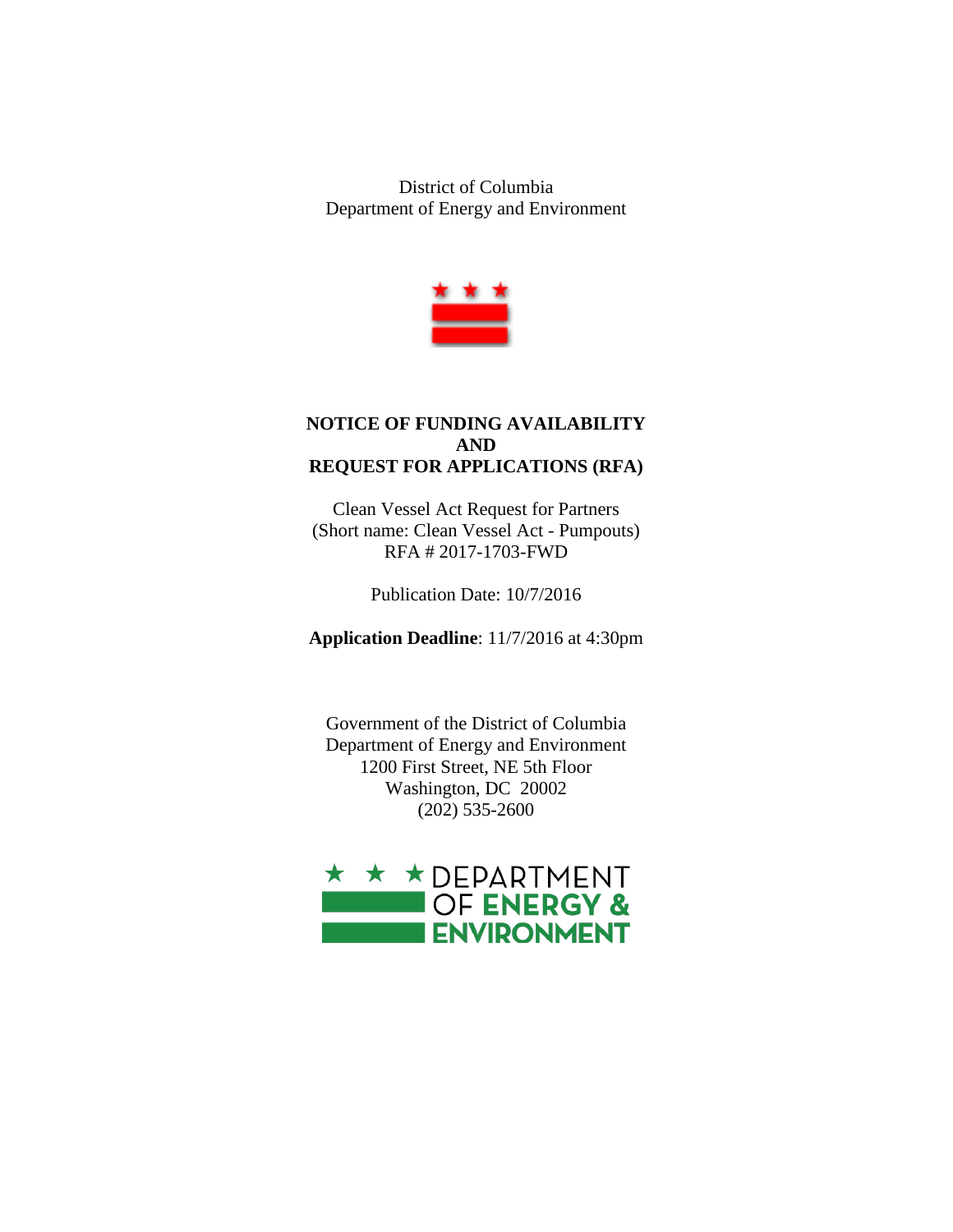District of Columbia
Department of Energy and Environment

# NOTICE OF FUNDING AVAILABILITY AND REQUEST FOR APPLICATIONS (RFA)

Clean Vessel Act Request for Partners
(Short name: Clean Vessel Act - Pumpouts)
RFA # 2017-1703-FWD

Publication Date: 10/7/2016

**Application Deadline**: 11/7/2016 at 4:30pm

Government of the District of Columbia
Department of Energy and Environment
1200 First Street, NE 5th Floor
Washington, DC 20002
(202) 535-2600

DEPARTMENT OF ENERGY & ENVIRONMENT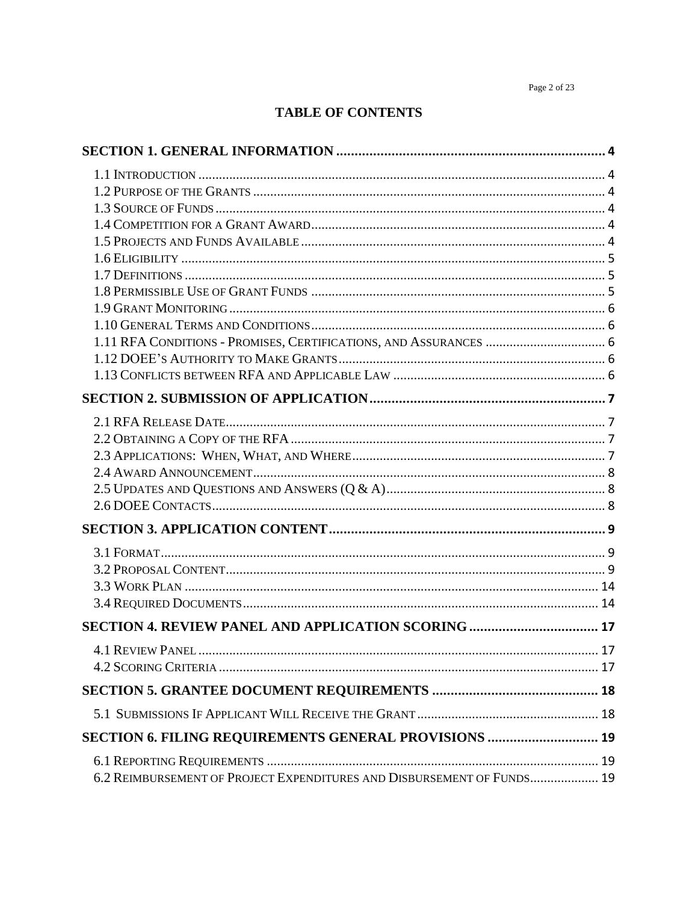# TABLE OF CONTENTS

**SECTION 1. GENERAL INFORMATION** ........................................................................ 4

- 1.1 INTRODUCTION ........................................................................................................ 4
- 1.2 PURPOSE OF THE GRANTS ........................................................................................ 4
- 1.3 SOURCE OF FUNDS .................................................................................................. 4
- 1.4 COMPETITION FOR A GRANT AWARD ....................................................................... 4
- 1.5 PROJECTS AND FUNDS AVAILABLE .......................................................................... 4
- 1.6 ELIGIBILITY ............................................................................................................ 5
- 1.7 DEFINITIONS ........................................................................................................... 5
- 1.8 PERMISSIBLE USE OF GRANT FUNDS ....................................................................... 5
- 1.9 GRANT MONITORING ............................................................................................... 6
- 1.10 GENERAL TERMS AND CONDITIONS ....................................................................... 6
- 1.11 RFA CONDITIONS - PROMISES, CERTIFICATIONS, AND ASSURANCES ................................... 6
- 1.12 DOEE'S AUTHORITY TO MAKE GRANTS .................................................................. 6
- 1.13 CONFLICTS BETWEEN RFA AND APPLICABLE LAW .................................................. 6

**SECTION 2. SUBMISSION OF APPLICATION** ............................................................... 7

- 2.1 RFA RELEASE DATE ................................................................................................. 7
- 2.2 OBTAINING A COPY OF THE RFA .............................................................................. 7
- 2.3 APPLICATIONS: WHEN, WHAT, AND WHERE .............................................................. 7
- 2.4 AWARD ANNOUNCEMENT ......................................................................................... 8
- 2.5 UPDATES AND QUESTIONS AND ANSWERS (Q & A) .................................................... 8
- 2.6 DOEE CONTACTS .................................................................................................... 8

**SECTION 3. APPLICATION CONTENT** ......................................................................... 9

- 3.1 FORMAT ................................................................................................................... 9
- 3.2 PROPOSAL CONTENT ................................................................................................ 9
- 3.3 WORK PLAN ........................................................................................................... 14
- 3.4 REQUIRED DOCUMENTS .......................................................................................... 14

**SECTION 4. REVIEW PANEL AND APPLICATION SCORING** ........................................ 17

- 4.1 REVIEW PANEL ...................................................................................................... 17
- 4.2 SCORING CRITERIA ................................................................................................ 17

**SECTION 5. GRANTEE DOCUMENT REQUIREMENTS** ................................................ 18

- 5.1 SUBMISSIONS IF APPLICANT WILL RECEIVE THE GRANT ........................................... 18

**SECTION 6. FILING REQUIREMENTS GENERAL PROVISIONS** .................................... 19

- 6.1 REPORTING REQUIREMENTS .................................................................................... 19
- 6.2 REIMBURSEMENT OF PROJECT EXPENDITURES AND DISBURSEMENT OF FUNDS .................... 19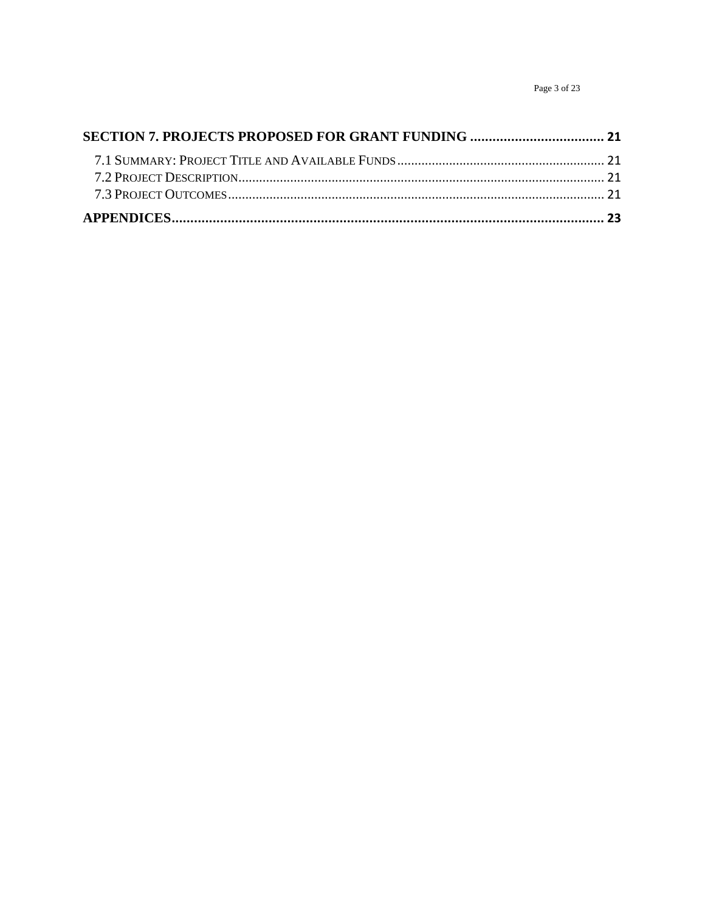**SECTION 7. PROJECTS PROPOSED FOR GRANT FUNDING .................................... 21**

7.1 SUMMARY: PROJECT TITLE AND AVAILABLE FUNDS ........................................................... 21

7.2 PROJECT DESCRIPTION ........................................................................................................ 21

7.3 PROJECT OUTCOMES ........................................................................................................... 21

**APPENDICES ..................................................................................................................... 23**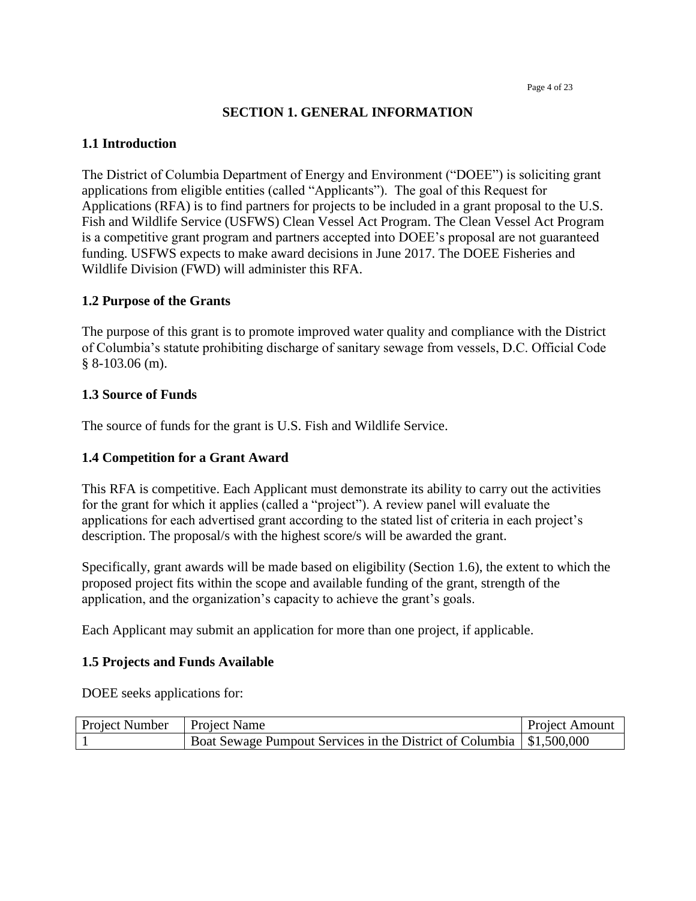## SECTION 1. GENERAL INFORMATION

### 1.1 Introduction

The District of Columbia Department of Energy and Environment ("DOEE") is soliciting grant applications from eligible entities (called "Applicants"). The goal of this Request for Applications (RFA) is to find partners for projects to be included in a grant proposal to the U.S. Fish and Wildlife Service (USFWS) Clean Vessel Act Program. The Clean Vessel Act Program is a competitive grant program and partners accepted into DOEE's proposal are not guaranteed funding. USFWS expects to make award decisions in June 2017. The DOEE Fisheries and Wildlife Division (FWD) will administer this RFA.

### 1.2 Purpose of the Grants

The purpose of this grant is to promote improved water quality and compliance with the District of Columbia's statute prohibiting discharge of sanitary sewage from vessels, D.C. Official Code § 8-103.06 (m).

### 1.3 Source of Funds

The source of funds for the grant is U.S. Fish and Wildlife Service.

### 1.4 Competition for a Grant Award

This RFA is competitive. Each Applicant must demonstrate its ability to carry out the activities for the grant for which it applies (called a "project"). A review panel will evaluate the applications for each advertised grant according to the stated list of criteria in each project's description. The proposal/s with the highest score/s will be awarded the grant.

Specifically, grant awards will be made based on eligibility (Section 1.6), the extent to which the proposed project fits within the scope and available funding of the grant, strength of the application, and the organization's capacity to achieve the grant's goals.

Each Applicant may submit an application for more than one project, if applicable.

### 1.5 Projects and Funds Available

DOEE seeks applications for:

| Project Number | Project Name | Project Amount |
|---|---|---|
| 1 | Boat Sewage Pumpout Services in the District of Columbia | $1,500,000 |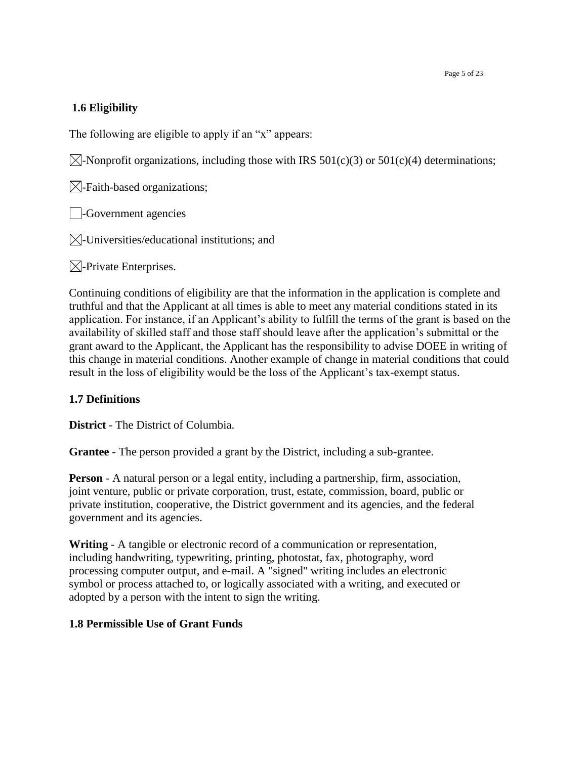### 1.6 Eligibility

The following are eligible to apply if an "x" appears:

☒-Nonprofit organizations, including those with IRS 501(c)(3) or 501(c)(4) determinations;

☒-Faith-based organizations;

☐-Government agencies

☒-Universities/educational institutions; and

☒-Private Enterprises.

Continuing conditions of eligibility are that the information in the application is complete and truthful and that the Applicant at all times is able to meet any material conditions stated in its application. For instance, if an Applicant's ability to fulfill the terms of the grant is based on the availability of skilled staff and those staff should leave after the application's submittal or the grant award to the Applicant, the Applicant has the responsibility to advise DOEE in writing of this change in material conditions. Another example of change in material conditions that could result in the loss of eligibility would be the loss of the Applicant's tax-exempt status.

### 1.7 Definitions

**District** - The District of Columbia.

**Grantee** - The person provided a grant by the District, including a sub-grantee.

**Person** - A natural person or a legal entity, including a partnership, firm, association, joint venture, public or private corporation, trust, estate, commission, board, public or private institution, cooperative, the District government and its agencies, and the federal government and its agencies.

**Writing** - A tangible or electronic record of a communication or representation, including handwriting, typewriting, printing, photostat, fax, photography, word processing computer output, and e-mail. A "signed" writing includes an electronic symbol or process attached to, or logically associated with a writing, and executed or adopted by a person with the intent to sign the writing.

### 1.8 Permissible Use of Grant Funds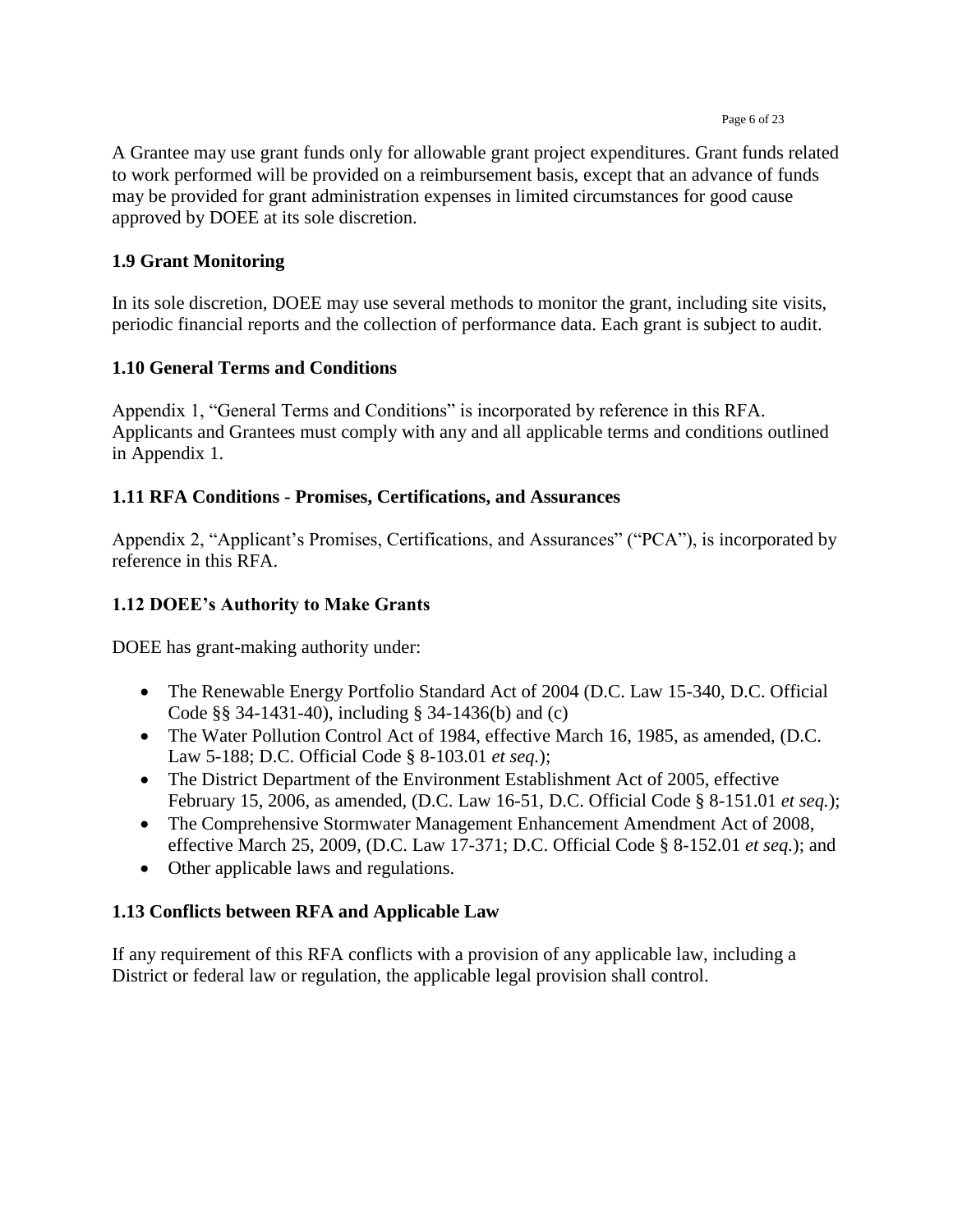A Grantee may use grant funds only for allowable grant project expenditures. Grant funds related to work performed will be provided on a reimbursement basis, except that an advance of funds may be provided for grant administration expenses in limited circumstances for good cause approved by DOEE at its sole discretion.

### 1.9 Grant Monitoring

In its sole discretion, DOEE may use several methods to monitor the grant, including site visits, periodic financial reports and the collection of performance data. Each grant is subject to audit.

### 1.10 General Terms and Conditions

Appendix 1, "General Terms and Conditions" is incorporated by reference in this RFA. Applicants and Grantees must comply with any and all applicable terms and conditions outlined in Appendix 1.

### 1.11 RFA Conditions - Promises, Certifications, and Assurances

Appendix 2, "Applicant's Promises, Certifications, and Assurances" ("PCA"), is incorporated by reference in this RFA.

### 1.12 DOEE's Authority to Make Grants

DOEE has grant-making authority under:

- The Renewable Energy Portfolio Standard Act of 2004 (D.C. Law 15-340, D.C. Official Code §§ 34-1431-40), including § 34-1436(b) and (c)
- The Water Pollution Control Act of 1984, effective March 16, 1985, as amended, (D.C. Law 5-188; D.C. Official Code § 8-103.01 *et seq.*);
- The District Department of the Environment Establishment Act of 2005, effective February 15, 2006, as amended, (D.C. Law 16-51, D.C. Official Code § 8-151.01 *et seq.*);
- The Comprehensive Stormwater Management Enhancement Amendment Act of 2008, effective March 25, 2009, (D.C. Law 17-371; D.C. Official Code § 8-152.01 *et seq.*); and
- Other applicable laws and regulations.

### 1.13 Conflicts between RFA and Applicable Law

If any requirement of this RFA conflicts with a provision of any applicable law, including a District or federal law or regulation, the applicable legal provision shall control.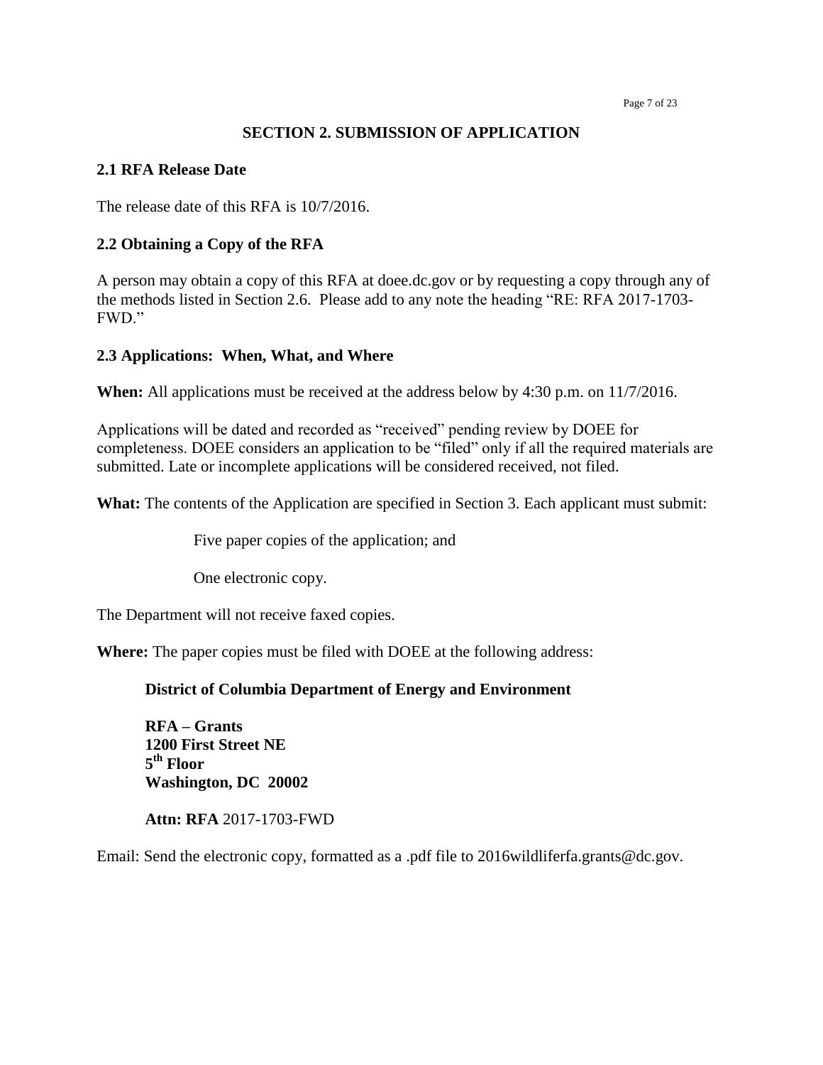## SECTION 2. SUBMISSION OF APPLICATION

### 2.1 RFA Release Date

The release date of this RFA is 10/7/2016.

### 2.2 Obtaining a Copy of the RFA

A person may obtain a copy of this RFA at doee.dc.gov or by requesting a copy through any of the methods listed in Section 2.6. Please add to any note the heading "RE: RFA 2017-1703-FWD."

### 2.3 Applications: When, What, and Where

**When:** All applications must be received at the address below by 4:30 p.m. on 11/7/2016.

Applications will be dated and recorded as "received" pending review by DOEE for completeness. DOEE considers an application to be "filed" only if all the required materials are submitted. Late or incomplete applications will be considered received, not filed.

**What:** The contents of the Application are specified in Section 3. Each applicant must submit:

Five paper copies of the application; and

One electronic copy.

The Department will not receive faxed copies.

**Where:** The paper copies must be filed with DOEE at the following address:

**District of Columbia Department of Energy and Environment**

**RFA – Grants**
**1200 First Street NE**
**5th Floor**
**Washington, DC 20002**

**Attn: RFA** 2017-1703-FWD

Email: Send the electronic copy, formatted as a .pdf file to 2016wildliferfa.grants@dc.gov.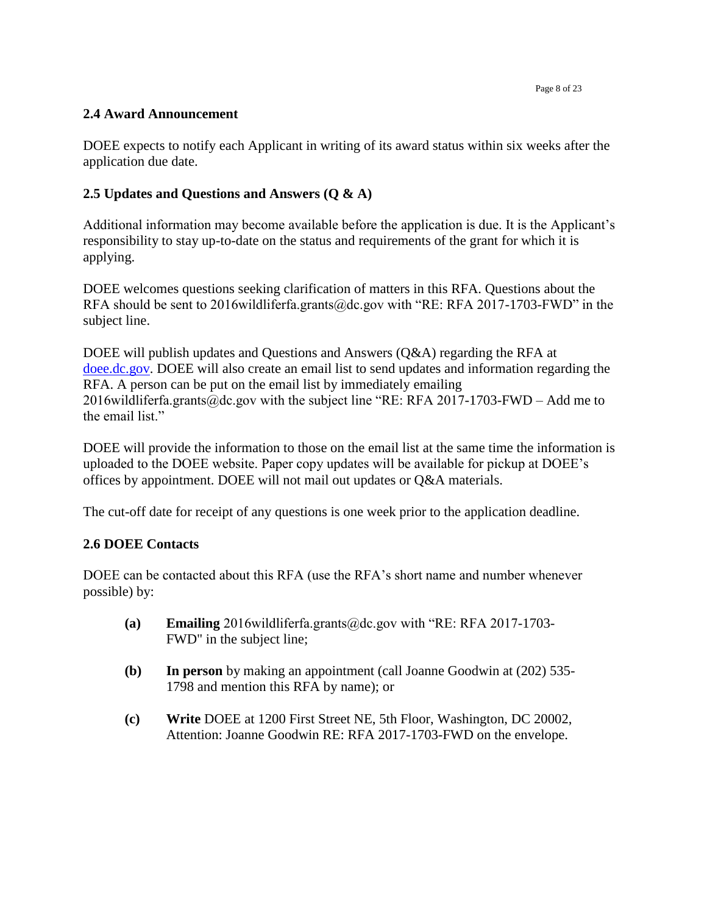## 2.4 Award Announcement

DOEE expects to notify each Applicant in writing of its award status within six weeks after the application due date.

## 2.5 Updates and Questions and Answers (Q & A)

Additional information may become available before the application is due. It is the Applicant's responsibility to stay up-to-date on the status and requirements of the grant for which it is applying.

DOEE welcomes questions seeking clarification of matters in this RFA. Questions about the RFA should be sent to 2016wildliferfa.grants@dc.gov with "RE: RFA 2017-1703-FWD" in the subject line.

DOEE will publish updates and Questions and Answers (Q&A) regarding the RFA at [doee.dc.gov](doee.dc.gov). DOEE will also create an email list to send updates and information regarding the RFA. A person can be put on the email list by immediately emailing 2016wildliferfa.grants@dc.gov with the subject line "RE: RFA 2017-1703-FWD – Add me to the email list."

DOEE will provide the information to those on the email list at the same time the information is uploaded to the DOEE website. Paper copy updates will be available for pickup at DOEE's offices by appointment. DOEE will not mail out updates or Q&A materials.

The cut-off date for receipt of any questions is one week prior to the application deadline.

## 2.6 DOEE Contacts

DOEE can be contacted about this RFA (use the RFA's short name and number whenever possible) by:

- **(a)** **Emailing** 2016wildliferfa.grants@dc.gov with "RE: RFA 2017-1703-FWD" in the subject line;
- **(b)** **In person** by making an appointment (call Joanne Goodwin at (202) 535-1798 and mention this RFA by name); or
- **(c)** **Write** DOEE at 1200 First Street NE, 5th Floor, Washington, DC 20002, Attention: Joanne Goodwin RE: RFA 2017-1703-FWD on the envelope.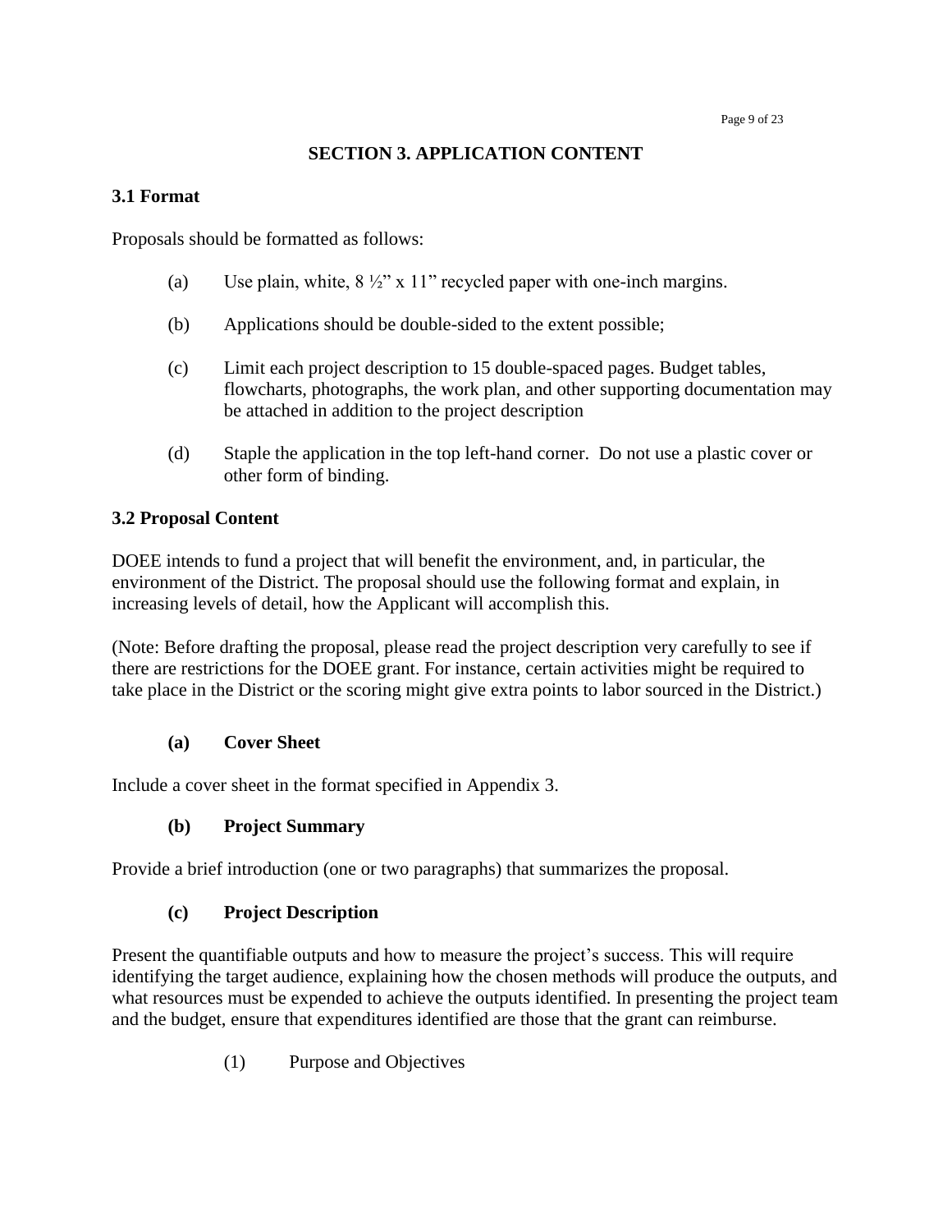## SECTION 3. APPLICATION CONTENT

### 3.1 Format

Proposals should be formatted as follows:

(a) Use plain, white, 8 ½" x 11" recycled paper with one-inch margins.

(b) Applications should be double-sided to the extent possible;

(c) Limit each project description to 15 double-spaced pages. Budget tables, flowcharts, photographs, the work plan, and other supporting documentation may be attached in addition to the project description

(d) Staple the application in the top left-hand corner. Do not use a plastic cover or other form of binding.

### 3.2 Proposal Content

DOEE intends to fund a project that will benefit the environment, and, in particular, the environment of the District. The proposal should use the following format and explain, in increasing levels of detail, how the Applicant will accomplish this.

(Note: Before drafting the proposal, please read the project description very carefully to see if there are restrictions for the DOEE grant. For instance, certain activities might be required to take place in the District or the scoring might give extra points to labor sourced in the District.)

**(a) Cover Sheet**

Include a cover sheet in the format specified in Appendix 3.

**(b) Project Summary**

Provide a brief introduction (one or two paragraphs) that summarizes the proposal.

**(c) Project Description**

Present the quantifiable outputs and how to measure the project's success. This will require identifying the target audience, explaining how the chosen methods will produce the outputs, and what resources must be expended to achieve the outputs identified. In presenting the project team and the budget, ensure that expenditures identified are those that the grant can reimburse.

(1) Purpose and Objectives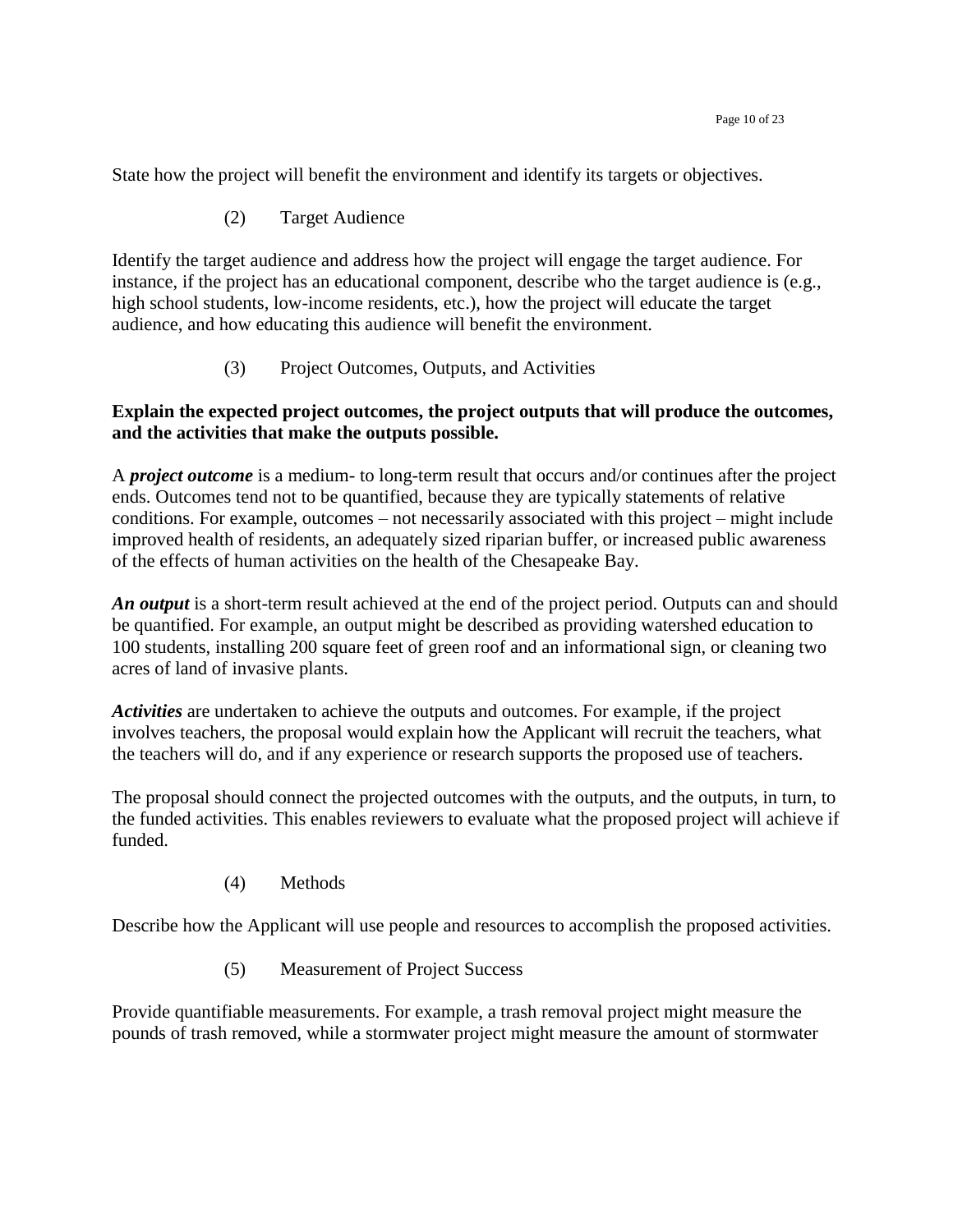State how the project will benefit the environment and identify its targets or objectives.

(2) Target Audience

Identify the target audience and address how the project will engage the target audience. For instance, if the project has an educational component, describe who the target audience is (e.g., high school students, low-income residents, etc.), how the project will educate the target audience, and how educating this audience will benefit the environment.

(3) Project Outcomes, Outputs, and Activities

**Explain the expected project outcomes, the project outputs that will produce the outcomes, and the activities that make the outputs possible.**

A ***project outcome*** is a medium- to long-term result that occurs and/or continues after the project ends. Outcomes tend not to be quantified, because they are typically statements of relative conditions. For example, outcomes – not necessarily associated with this project – might include improved health of residents, an adequately sized riparian buffer, or increased public awareness of the effects of human activities on the health of the Chesapeake Bay.

***An output*** is a short-term result achieved at the end of the project period. Outputs can and should be quantified. For example, an output might be described as providing watershed education to 100 students, installing 200 square feet of green roof and an informational sign, or cleaning two acres of land of invasive plants.

***Activities*** are undertaken to achieve the outputs and outcomes. For example, if the project involves teachers, the proposal would explain how the Applicant will recruit the teachers, what the teachers will do, and if any experience or research supports the proposed use of teachers.

The proposal should connect the projected outcomes with the outputs, and the outputs, in turn, to the funded activities. This enables reviewers to evaluate what the proposed project will achieve if funded.

(4) Methods

Describe how the Applicant will use people and resources to accomplish the proposed activities.

(5) Measurement of Project Success

Provide quantifiable measurements. For example, a trash removal project might measure the pounds of trash removed, while a stormwater project might measure the amount of stormwater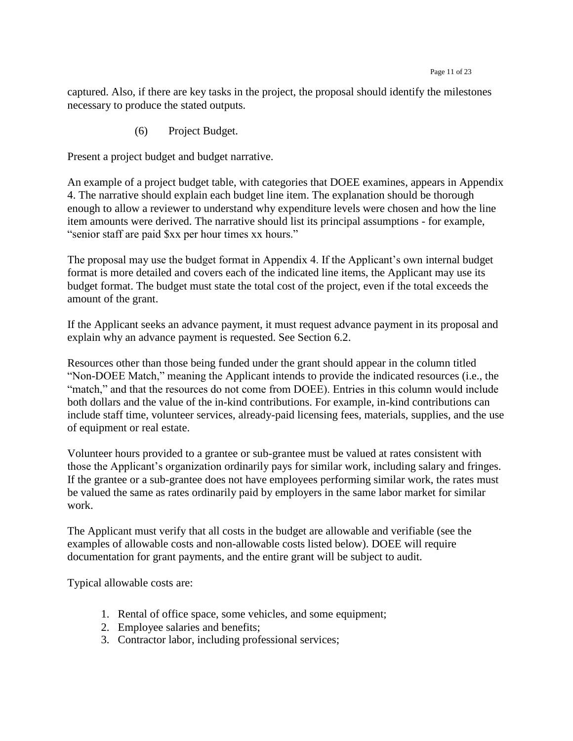captured. Also, if there are key tasks in the project, the proposal should identify the milestones necessary to produce the stated outputs.

(6) Project Budget.

Present a project budget and budget narrative.

An example of a project budget table, with categories that DOEE examines, appears in Appendix 4. The narrative should explain each budget line item. The explanation should be thorough enough to allow a reviewer to understand why expenditure levels were chosen and how the line item amounts were derived. The narrative should list its principal assumptions - for example, "senior staff are paid $xx per hour times xx hours."

The proposal may use the budget format in Appendix 4. If the Applicant's own internal budget format is more detailed and covers each of the indicated line items, the Applicant may use its budget format. The budget must state the total cost of the project, even if the total exceeds the amount of the grant.

If the Applicant seeks an advance payment, it must request advance payment in its proposal and explain why an advance payment is requested. See Section 6.2.

Resources other than those being funded under the grant should appear in the column titled "Non-DOEE Match," meaning the Applicant intends to provide the indicated resources (i.e., the "match," and that the resources do not come from DOEE). Entries in this column would include both dollars and the value of the in-kind contributions. For example, in-kind contributions can include staff time, volunteer services, already-paid licensing fees, materials, supplies, and the use of equipment or real estate.

Volunteer hours provided to a grantee or sub-grantee must be valued at rates consistent with those the Applicant's organization ordinarily pays for similar work, including salary and fringes. If the grantee or a sub-grantee does not have employees performing similar work, the rates must be valued the same as rates ordinarily paid by employers in the same labor market for similar work.

The Applicant must verify that all costs in the budget are allowable and verifiable (see the examples of allowable costs and non-allowable costs listed below). DOEE will require documentation for grant payments, and the entire grant will be subject to audit.

Typical allowable costs are:

1. Rental of office space, some vehicles, and some equipment;
2. Employee salaries and benefits;
3. Contractor labor, including professional services;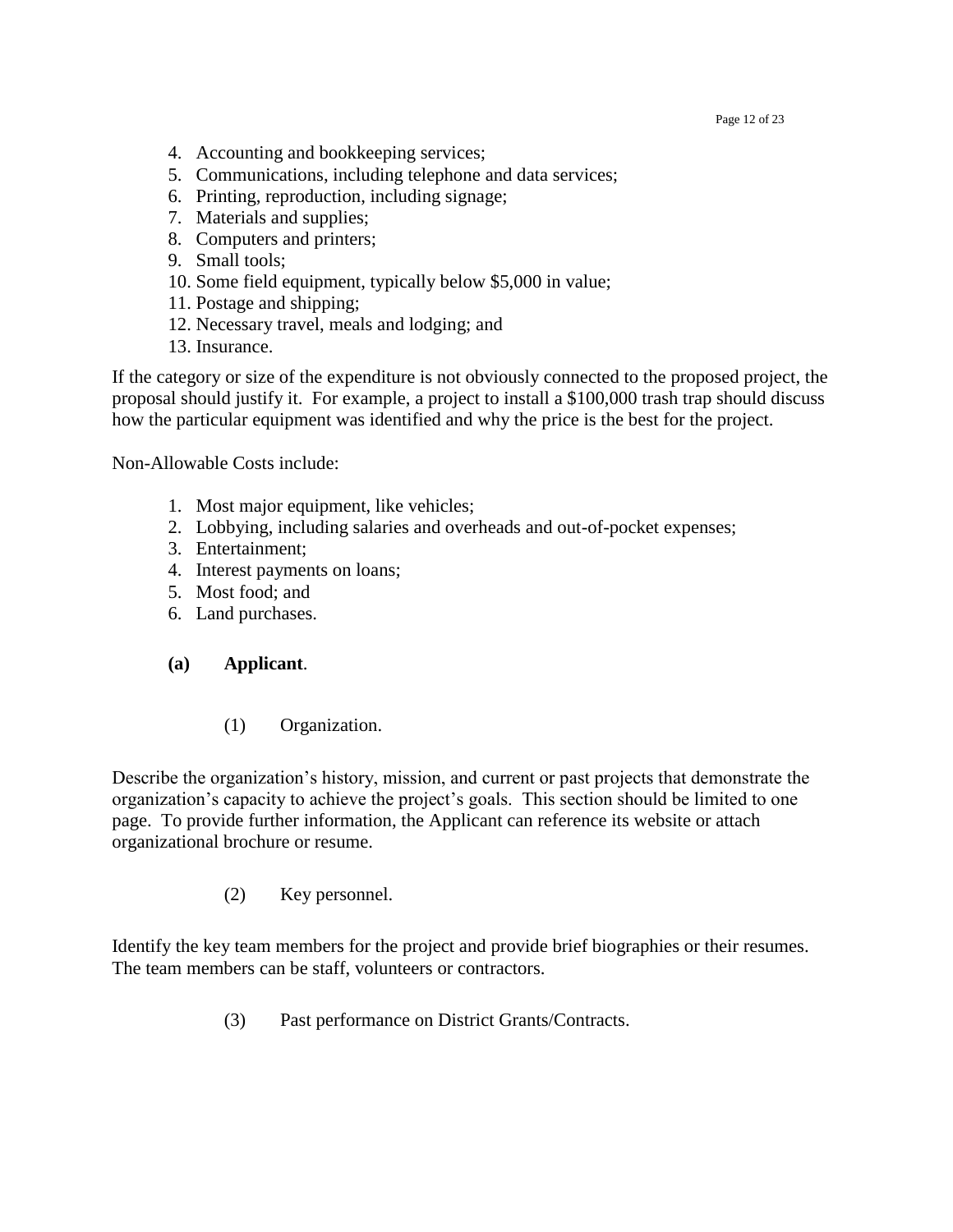4. Accounting and bookkeeping services;
5. Communications, including telephone and data services;
6. Printing, reproduction, including signage;
7. Materials and supplies;
8. Computers and printers;
9. Small tools;
10. Some field equipment, typically below $5,000 in value;
11. Postage and shipping;
12. Necessary travel, meals and lodging; and
13. Insurance.

If the category or size of the expenditure is not obviously connected to the proposed project, the proposal should justify it. For example, a project to install a $100,000 trash trap should discuss how the particular equipment was identified and why the price is the best for the project.

Non-Allowable Costs include:

1. Most major equipment, like vehicles;
2. Lobbying, including salaries and overheads and out-of-pocket expenses;
3. Entertainment;
4. Interest payments on loans;
5. Most food; and
6. Land purchases.

**(a) Applicant**.

(1) Organization.

Describe the organization's history, mission, and current or past projects that demonstrate the organization's capacity to achieve the project's goals. This section should be limited to one page. To provide further information, the Applicant can reference its website or attach organizational brochure or resume.

(2) Key personnel.

Identify the key team members for the project and provide brief biographies or their resumes. The team members can be staff, volunteers or contractors.

(3) Past performance on District Grants/Contracts.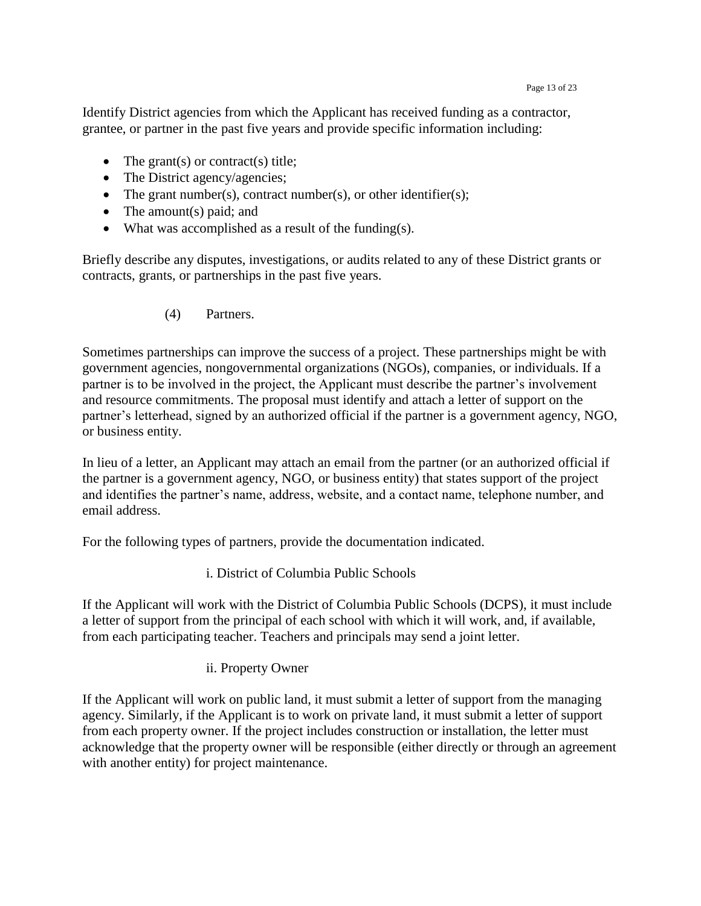Identify District agencies from which the Applicant has received funding as a contractor, grantee, or partner in the past five years and provide specific information including:

- The grant(s) or contract(s) title;
- The District agency/agencies;
- The grant number(s), contract number(s), or other identifier(s);
- The amount(s) paid; and
- What was accomplished as a result of the funding(s).

Briefly describe any disputes, investigations, or audits related to any of these District grants or contracts, grants, or partnerships in the past five years.

(4) Partners.

Sometimes partnerships can improve the success of a project. These partnerships might be with government agencies, nongovernmental organizations (NGOs), companies, or individuals. If a partner is to be involved in the project, the Applicant must describe the partner's involvement and resource commitments. The proposal must identify and attach a letter of support on the partner's letterhead, signed by an authorized official if the partner is a government agency, NGO, or business entity.

In lieu of a letter, an Applicant may attach an email from the partner (or an authorized official if the partner is a government agency, NGO, or business entity) that states support of the project and identifies the partner's name, address, website, and a contact name, telephone number, and email address.

For the following types of partners, provide the documentation indicated.

i. District of Columbia Public Schools

If the Applicant will work with the District of Columbia Public Schools (DCPS), it must include a letter of support from the principal of each school with which it will work, and, if available, from each participating teacher. Teachers and principals may send a joint letter.

ii. Property Owner

If the Applicant will work on public land, it must submit a letter of support from the managing agency. Similarly, if the Applicant is to work on private land, it must submit a letter of support from each property owner. If the project includes construction or installation, the letter must acknowledge that the property owner will be responsible (either directly or through an agreement with another entity) for project maintenance.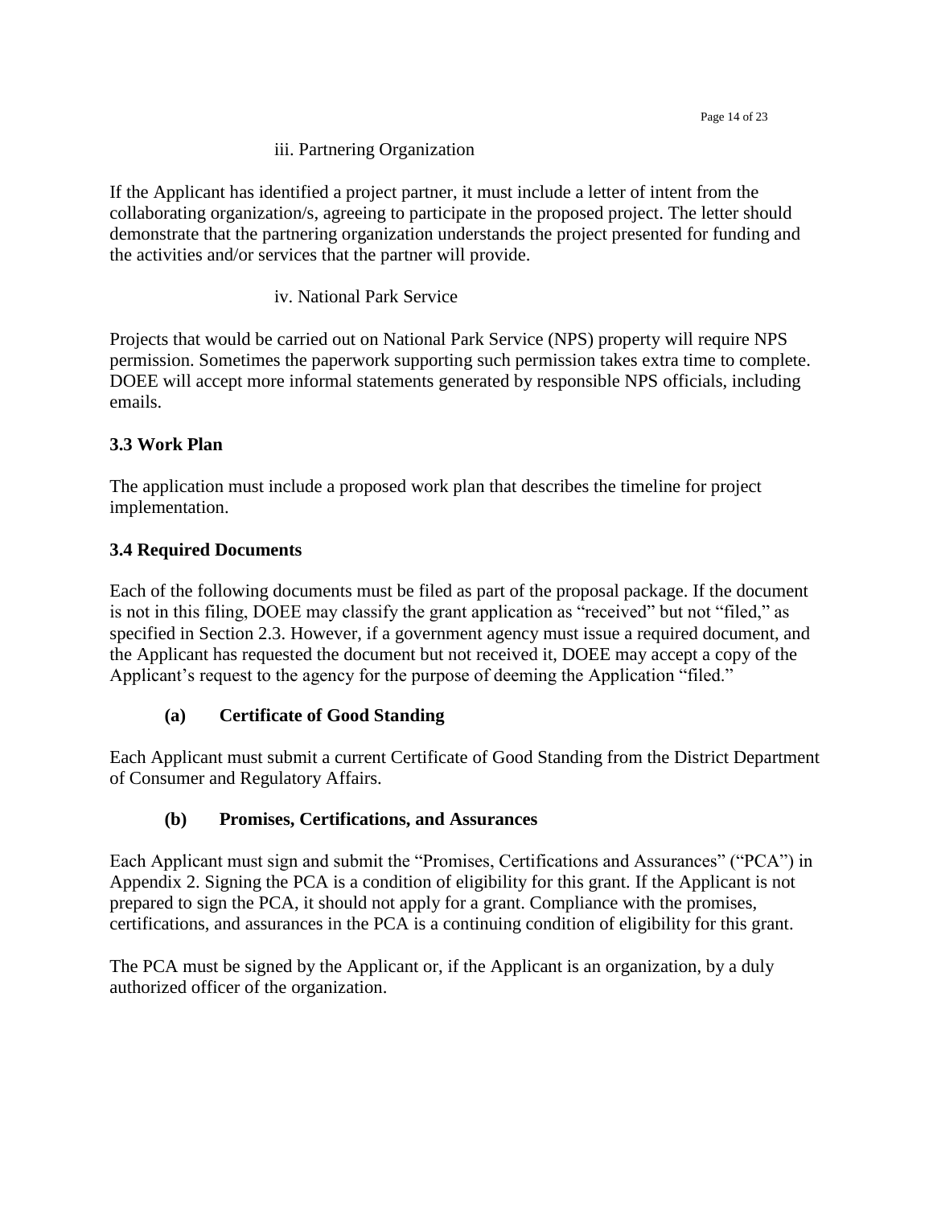iii. Partnering Organization

If the Applicant has identified a project partner, it must include a letter of intent from the collaborating organization/s, agreeing to participate in the proposed project. The letter should demonstrate that the partnering organization understands the project presented for funding and the activities and/or services that the partner will provide.

iv. National Park Service

Projects that would be carried out on National Park Service (NPS) property will require NPS permission. Sometimes the paperwork supporting such permission takes extra time to complete. DOEE will accept more informal statements generated by responsible NPS officials, including emails.

### 3.3 Work Plan

The application must include a proposed work plan that describes the timeline for project implementation.

### 3.4 Required Documents

Each of the following documents must be filed as part of the proposal package. If the document is not in this filing, DOEE may classify the grant application as "received" but not "filed," as specified in Section 2.3. However, if a government agency must issue a required document, and the Applicant has requested the document but not received it, DOEE may accept a copy of the Applicant's request to the agency for the purpose of deeming the Application "filed."

#### (a) Certificate of Good Standing

Each Applicant must submit a current Certificate of Good Standing from the District Department of Consumer and Regulatory Affairs.

#### (b) Promises, Certifications, and Assurances

Each Applicant must sign and submit the "Promises, Certifications and Assurances" ("PCA") in Appendix 2. Signing the PCA is a condition of eligibility for this grant. If the Applicant is not prepared to sign the PCA, it should not apply for a grant. Compliance with the promises, certifications, and assurances in the PCA is a continuing condition of eligibility for this grant.

The PCA must be signed by the Applicant or, if the Applicant is an organization, by a duly authorized officer of the organization.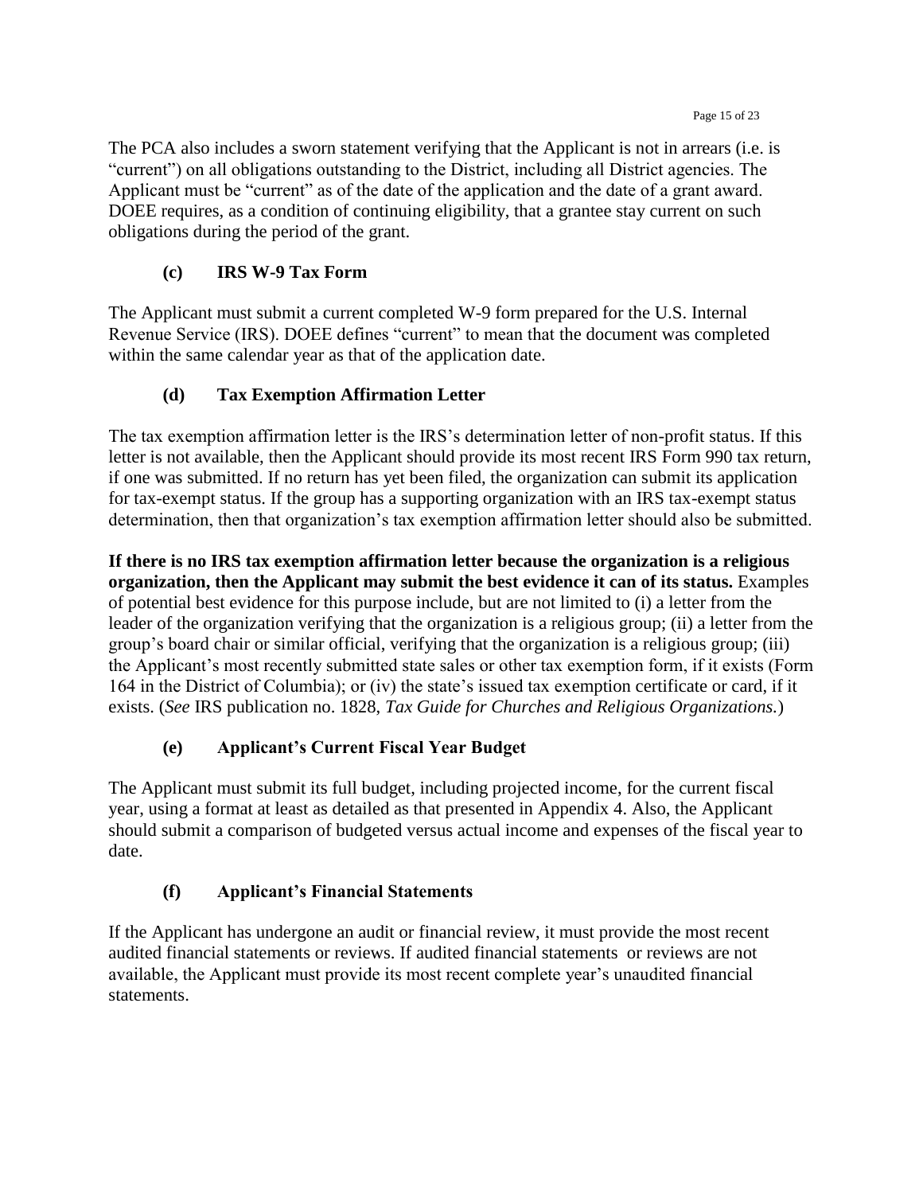The PCA also includes a sworn statement verifying that the Applicant is not in arrears (i.e. is "current") on all obligations outstanding to the District, including all District agencies. The Applicant must be "current" as of the date of the application and the date of a grant award. DOEE requires, as a condition of continuing eligibility, that a grantee stay current on such obligations during the period of the grant.

### (c) IRS W-9 Tax Form

The Applicant must submit a current completed W-9 form prepared for the U.S. Internal Revenue Service (IRS). DOEE defines "current" to mean that the document was completed within the same calendar year as that of the application date.

### (d) Tax Exemption Affirmation Letter

The tax exemption affirmation letter is the IRS's determination letter of non-profit status. If this letter is not available, then the Applicant should provide its most recent IRS Form 990 tax return, if one was submitted. If no return has yet been filed, the organization can submit its application for tax-exempt status. If the group has a supporting organization with an IRS tax-exempt status determination, then that organization's tax exemption affirmation letter should also be submitted.

**If there is no IRS tax exemption affirmation letter because the organization is a religious organization, then the Applicant may submit the best evidence it can of its status.** Examples of potential best evidence for this purpose include, but are not limited to (i) a letter from the leader of the organization verifying that the organization is a religious group; (ii) a letter from the group's board chair or similar official, verifying that the organization is a religious group; (iii) the Applicant's most recently submitted state sales or other tax exemption form, if it exists (Form 164 in the District of Columbia); or (iv) the state's issued tax exemption certificate or card, if it exists. (*See* IRS publication no. 1828, *Tax Guide for Churches and Religious Organizations.*)

### (e) Applicant's Current Fiscal Year Budget

The Applicant must submit its full budget, including projected income, for the current fiscal year, using a format at least as detailed as that presented in Appendix 4. Also, the Applicant should submit a comparison of budgeted versus actual income and expenses of the fiscal year to date.

### (f) Applicant's Financial Statements

If the Applicant has undergone an audit or financial review, it must provide the most recent audited financial statements or reviews. If audited financial statements or reviews are not available, the Applicant must provide its most recent complete year's unaudited financial statements.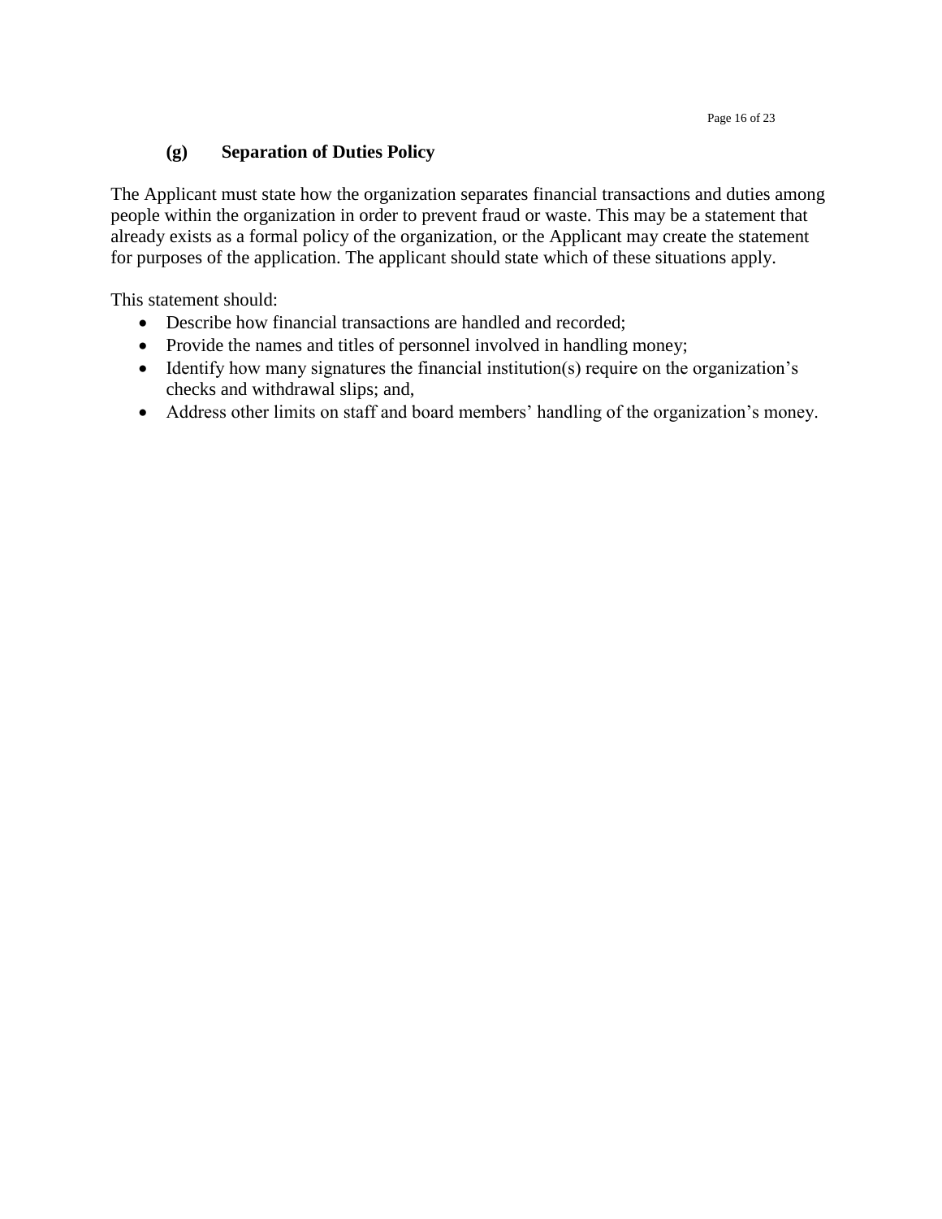### (g) Separation of Duties Policy

The Applicant must state how the organization separates financial transactions and duties among people within the organization in order to prevent fraud or waste. This may be a statement that already exists as a formal policy of the organization, or the Applicant may create the statement for purposes of the application. The applicant should state which of these situations apply.

This statement should:

- Describe how financial transactions are handled and recorded;
- Provide the names and titles of personnel involved in handling money;
- Identify how many signatures the financial institution(s) require on the organization's checks and withdrawal slips; and,
- Address other limits on staff and board members' handling of the organization's money.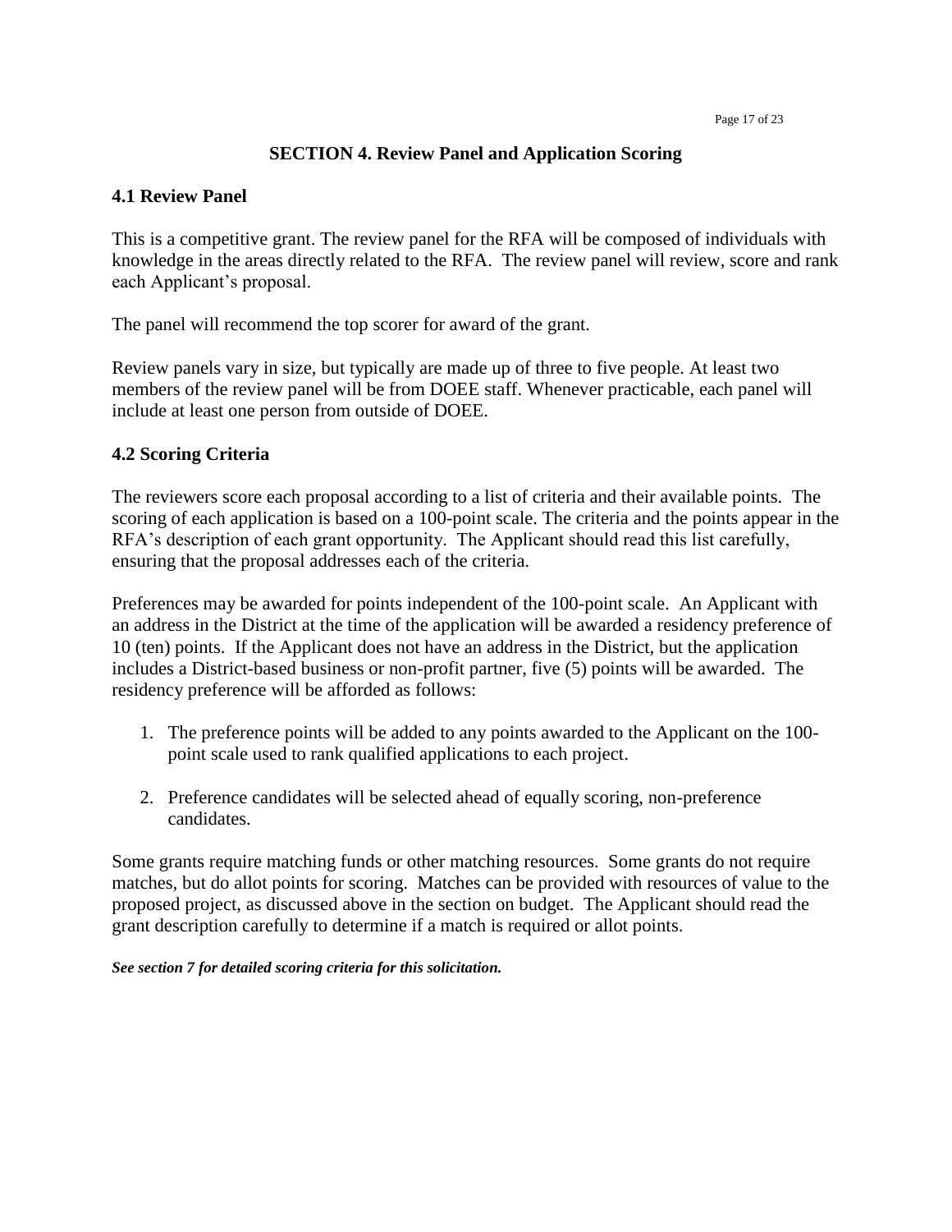# SECTION 4. Review Panel and Application Scoring

## 4.1 Review Panel

This is a competitive grant. The review panel for the RFA will be composed of individuals with knowledge in the areas directly related to the RFA. The review panel will review, score and rank each Applicant's proposal.

The panel will recommend the top scorer for award of the grant.

Review panels vary in size, but typically are made up of three to five people. At least two members of the review panel will be from DOEE staff. Whenever practicable, each panel will include at least one person from outside of DOEE.

## 4.2 Scoring Criteria

The reviewers score each proposal according to a list of criteria and their available points. The scoring of each application is based on a 100-point scale. The criteria and the points appear in the RFA's description of each grant opportunity. The Applicant should read this list carefully, ensuring that the proposal addresses each of the criteria.

Preferences may be awarded for points independent of the 100-point scale. An Applicant with an address in the District at the time of the application will be awarded a residency preference of 10 (ten) points. If the Applicant does not have an address in the District, but the application includes a District-based business or non-profit partner, five (5) points will be awarded. The residency preference will be afforded as follows:

1. The preference points will be added to any points awarded to the Applicant on the 100-point scale used to rank qualified applications to each project.
2. Preference candidates will be selected ahead of equally scoring, non-preference candidates.

Some grants require matching funds or other matching resources. Some grants do not require matches, but do allot points for scoring. Matches can be provided with resources of value to the proposed project, as discussed above in the section on budget. The Applicant should read the grant description carefully to determine if a match is required or allot points.

***See section 7 for detailed scoring criteria for this solicitation.***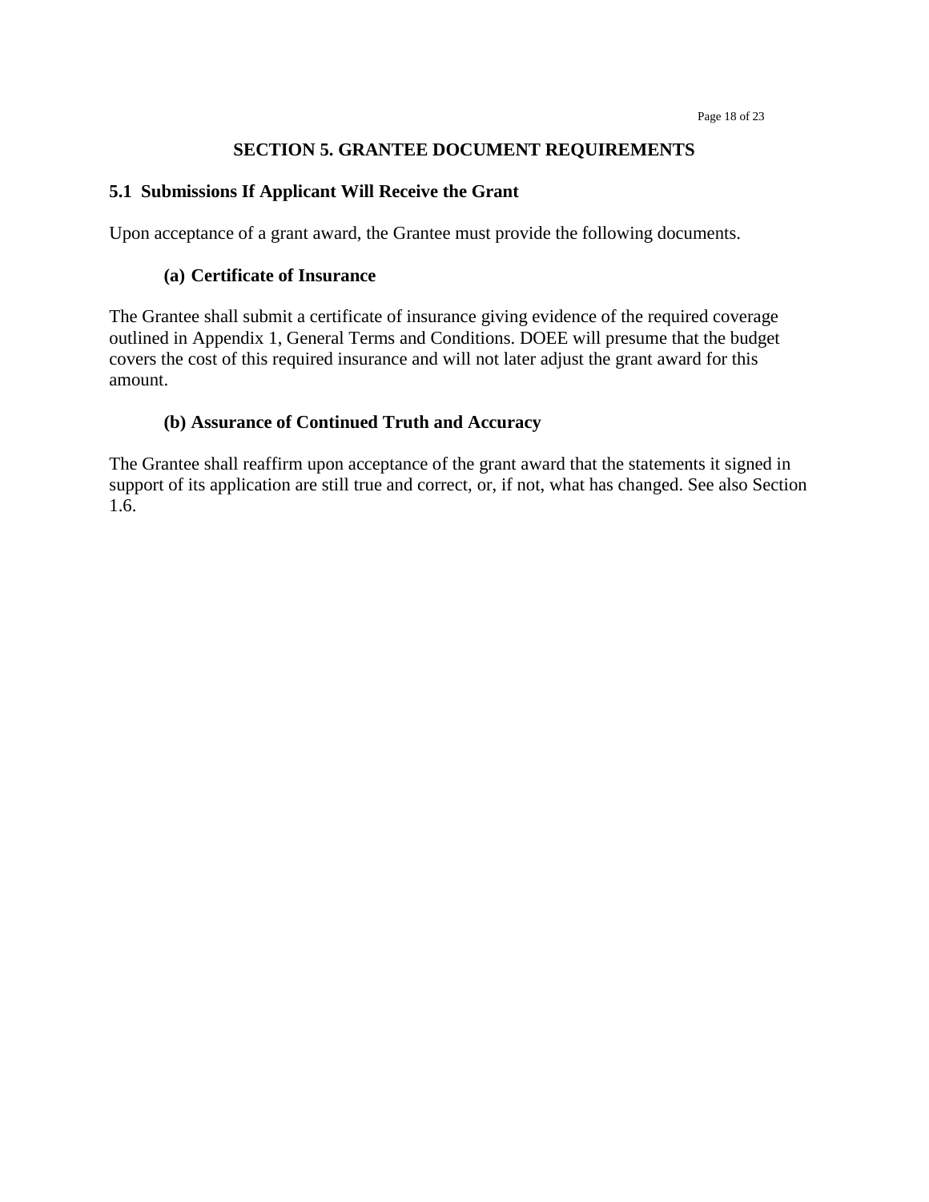## SECTION 5. GRANTEE DOCUMENT REQUIREMENTS

### 5.1 Submissions If Applicant Will Receive the Grant

Upon acceptance of a grant award, the Grantee must provide the following documents.

#### (a) Certificate of Insurance

The Grantee shall submit a certificate of insurance giving evidence of the required coverage outlined in Appendix 1, General Terms and Conditions. DOEE will presume that the budget covers the cost of this required insurance and will not later adjust the grant award for this amount.

#### (b) Assurance of Continued Truth and Accuracy

The Grantee shall reaffirm upon acceptance of the grant award that the statements it signed in support of its application are still true and correct, or, if not, what has changed. See also Section 1.6.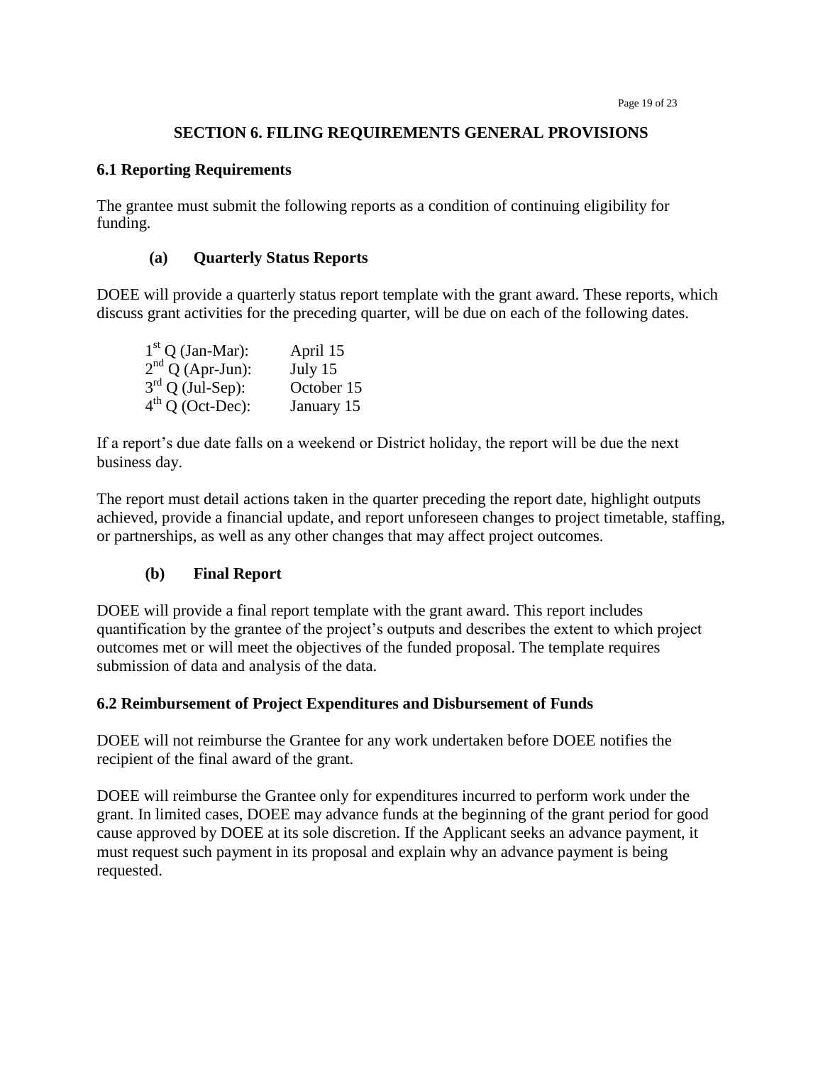## SECTION 6. FILING REQUIREMENTS GENERAL PROVISIONS

### 6.1 Reporting Requirements

The grantee must submit the following reports as a condition of continuing eligibility for funding.

#### (a) Quarterly Status Reports

DOEE will provide a quarterly status report template with the grant award. These reports, which discuss grant activities for the preceding quarter, will be due on each of the following dates.

| | |
|---|---|
| 1st Q (Jan-Mar): | April 15 |
| 2nd Q (Apr-Jun): | July 15 |
| 3rd Q (Jul-Sep): | October 15 |
| 4th Q (Oct-Dec): | January 15 |

If a report's due date falls on a weekend or District holiday, the report will be due the next business day.

The report must detail actions taken in the quarter preceding the report date, highlight outputs achieved, provide a financial update, and report unforeseen changes to project timetable, staffing, or partnerships, as well as any other changes that may affect project outcomes.

#### (b) Final Report

DOEE will provide a final report template with the grant award. This report includes quantification by the grantee of the project's outputs and describes the extent to which project outcomes met or will meet the objectives of the funded proposal. The template requires submission of data and analysis of the data.

### 6.2 Reimbursement of Project Expenditures and Disbursement of Funds

DOEE will not reimburse the Grantee for any work undertaken before DOEE notifies the recipient of the final award of the grant.

DOEE will reimburse the Grantee only for expenditures incurred to perform work under the grant. In limited cases, DOEE may advance funds at the beginning of the grant period for good cause approved by DOEE at its sole discretion. If the Applicant seeks an advance payment, it must request such payment in its proposal and explain why an advance payment is being requested.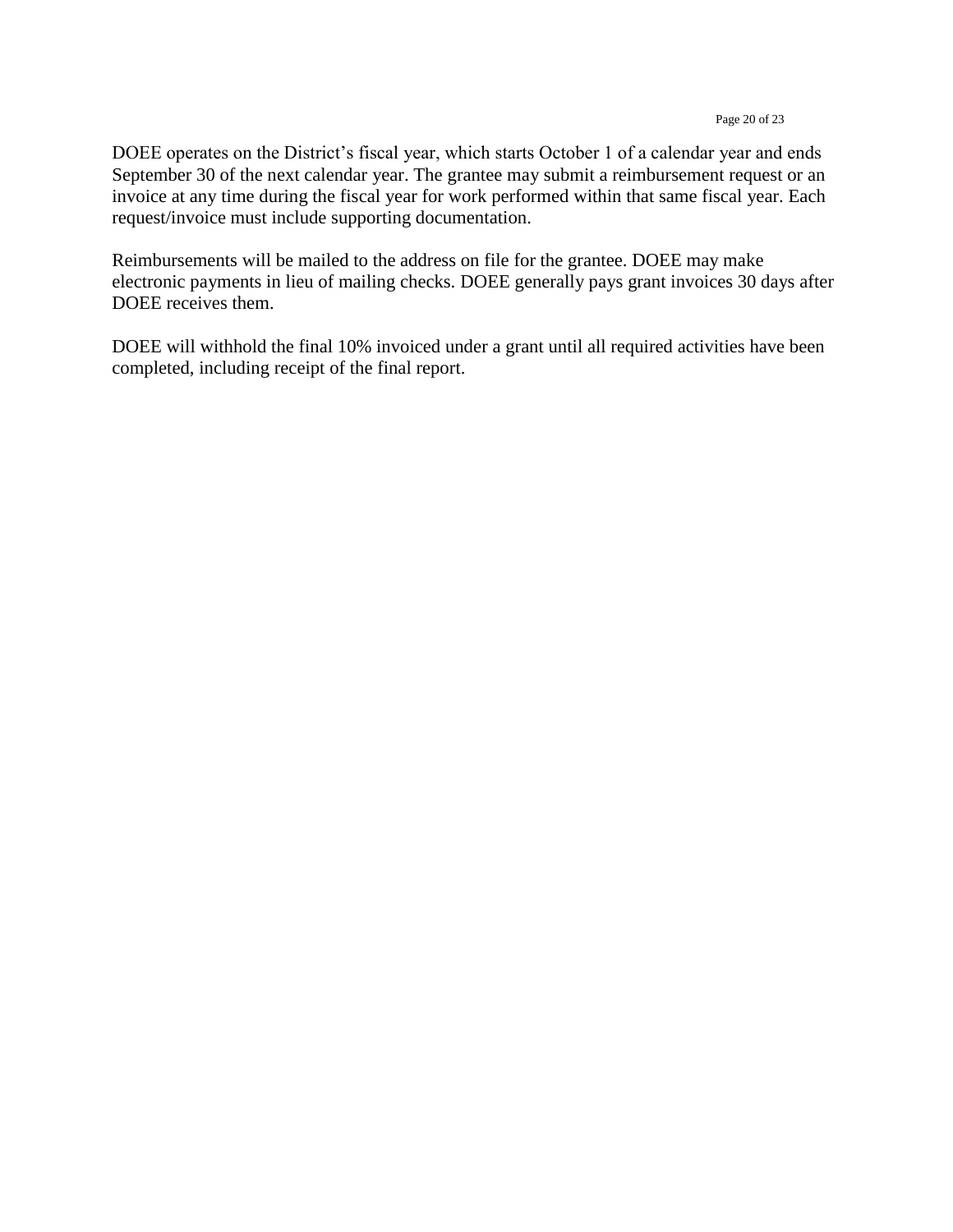DOEE operates on the District's fiscal year, which starts October 1 of a calendar year and ends September 30 of the next calendar year. The grantee may submit a reimbursement request or an invoice at any time during the fiscal year for work performed within that same fiscal year. Each request/invoice must include supporting documentation.

Reimbursements will be mailed to the address on file for the grantee. DOEE may make electronic payments in lieu of mailing checks. DOEE generally pays grant invoices 30 days after DOEE receives them.

DOEE will withhold the final 10% invoiced under a grant until all required activities have been completed, including receipt of the final report.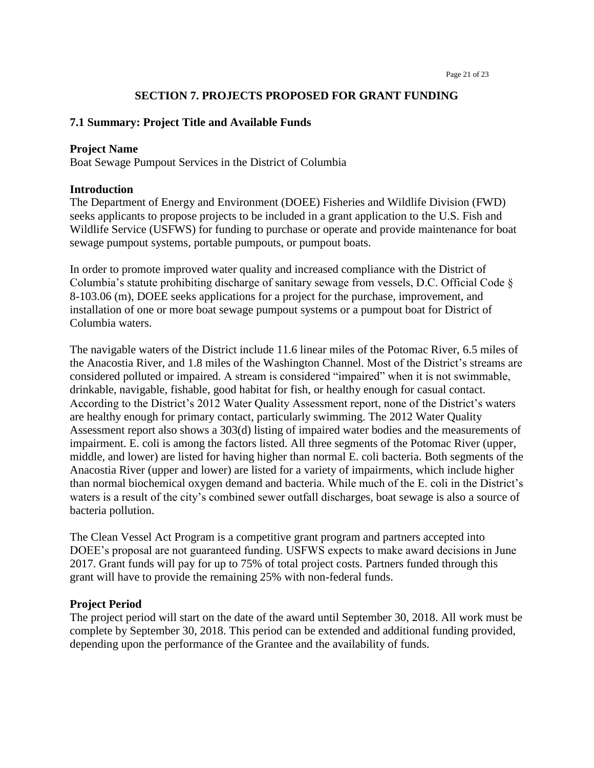## SECTION 7. PROJECTS PROPOSED FOR GRANT FUNDING

### 7.1 Summary: Project Title and Available Funds

**Project Name**

Boat Sewage Pumpout Services in the District of Columbia

**Introduction**

The Department of Energy and Environment (DOEE) Fisheries and Wildlife Division (FWD) seeks applicants to propose projects to be included in a grant application to the U.S. Fish and Wildlife Service (USFWS) for funding to purchase or operate and provide maintenance for boat sewage pumpout systems, portable pumpouts, or pumpout boats.

In order to promote improved water quality and increased compliance with the District of Columbia's statute prohibiting discharge of sanitary sewage from vessels, D.C. Official Code § 8-103.06 (m), DOEE seeks applications for a project for the purchase, improvement, and installation of one or more boat sewage pumpout systems or a pumpout boat for District of Columbia waters.

The navigable waters of the District include 11.6 linear miles of the Potomac River, 6.5 miles of the Anacostia River, and 1.8 miles of the Washington Channel. Most of the District's streams are considered polluted or impaired. A stream is considered "impaired" when it is not swimmable, drinkable, navigable, fishable, good habitat for fish, or healthy enough for casual contact. According to the District's 2012 Water Quality Assessment report, none of the District's waters are healthy enough for primary contact, particularly swimming. The 2012 Water Quality Assessment report also shows a 303(d) listing of impaired water bodies and the measurements of impairment. E. coli is among the factors listed. All three segments of the Potomac River (upper, middle, and lower) are listed for having higher than normal E. coli bacteria. Both segments of the Anacostia River (upper and lower) are listed for a variety of impairments, which include higher than normal biochemical oxygen demand and bacteria. While much of the E. coli in the District's waters is a result of the city's combined sewer outfall discharges, boat sewage is also a source of bacteria pollution.

The Clean Vessel Act Program is a competitive grant program and partners accepted into DOEE's proposal are not guaranteed funding. USFWS expects to make award decisions in June 2017. Grant funds will pay for up to 75% of total project costs. Partners funded through this grant will have to provide the remaining 25% with non-federal funds.

**Project Period**

The project period will start on the date of the award until September 30, 2018. All work must be complete by September 30, 2018. This period can be extended and additional funding provided, depending upon the performance of the Grantee and the availability of funds.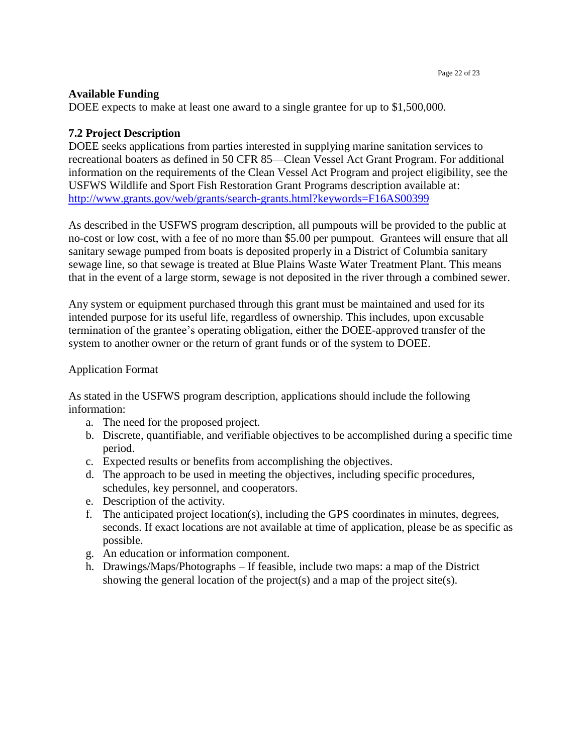**Available Funding**

DOEE expects to make at least one award to a single grantee for up to $1,500,000.

**7.2 Project Description**

DOEE seeks applications from parties interested in supplying marine sanitation services to recreational boaters as defined in 50 CFR 85—Clean Vessel Act Grant Program. For additional information on the requirements of the Clean Vessel Act Program and project eligibility, see the USFWS Wildlife and Sport Fish Restoration Grant Programs description available at: [http://www.grants.gov/web/grants/search-grants.html?keywords=F16AS00399](http://www.grants.gov/web/grants/search-grants.html?keywords=F16AS00399)

As described in the USFWS program description, all pumpouts will be provided to the public at no-cost or low cost, with a fee of no more than $5.00 per pumpout. Grantees will ensure that all sanitary sewage pumped from boats is deposited properly in a District of Columbia sanitary sewage line, so that sewage is treated at Blue Plains Waste Water Treatment Plant. This means that in the event of a large storm, sewage is not deposited in the river through a combined sewer.

Any system or equipment purchased through this grant must be maintained and used for its intended purpose for its useful life, regardless of ownership. This includes, upon excusable termination of the grantee's operating obligation, either the DOEE-approved transfer of the system to another owner or the return of grant funds or of the system to DOEE.

Application Format

As stated in the USFWS program description, applications should include the following information:

a. The need for the proposed project.
b. Discrete, quantifiable, and verifiable objectives to be accomplished during a specific time period.
c. Expected results or benefits from accomplishing the objectives.
d. The approach to be used in meeting the objectives, including specific procedures, schedules, key personnel, and cooperators.
e. Description of the activity.
f. The anticipated project location(s), including the GPS coordinates in minutes, degrees, seconds. If exact locations are not available at time of application, please be as specific as possible.
g. An education or information component.
h. Drawings/Maps/Photographs – If feasible, include two maps: a map of the District showing the general location of the project(s) and a map of the project site(s).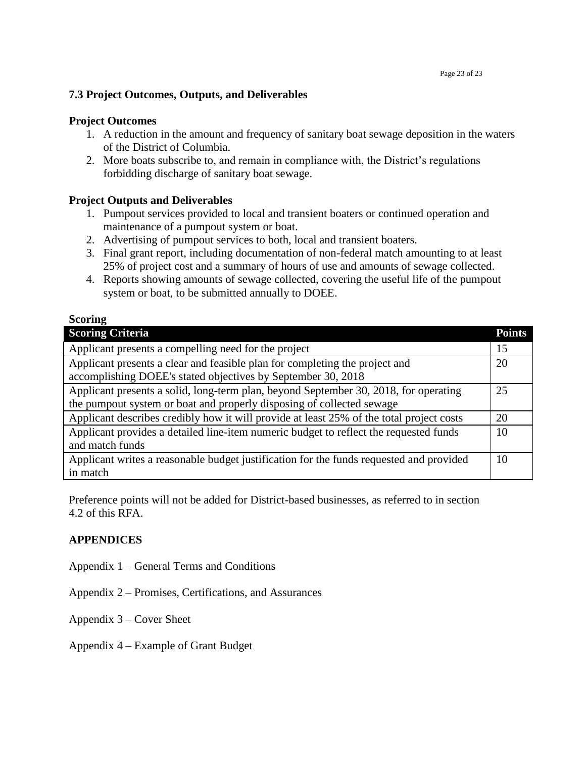### 7.3 Project Outcomes, Outputs, and Deliverables

**Project Outcomes**

1. A reduction in the amount and frequency of sanitary boat sewage deposition in the waters of the District of Columbia.
2. More boats subscribe to, and remain in compliance with, the District's regulations forbidding discharge of sanitary boat sewage.

**Project Outputs and Deliverables**

1. Pumpout services provided to local and transient boaters or continued operation and maintenance of a pumpout system or boat.
2. Advertising of pumpout services to both, local and transient boaters.
3. Final grant report, including documentation of non-federal match amounting to at least 25% of project cost and a summary of hours of use and amounts of sewage collected.
4. Reports showing amounts of sewage collected, covering the useful life of the pumpout system or boat, to be submitted annually to DOEE.

**Scoring**

| Scoring Criteria | Points |
|---|---|
| Applicant presents a compelling need for the project | 15 |
| Applicant presents a clear and feasible plan for completing the project and accomplishing DOEE's stated objectives by September 30, 2018 | 20 |
| Applicant presents a solid, long-term plan, beyond September 30, 2018, for operating the pumpout system or boat and properly disposing of collected sewage | 25 |
| Applicant describes credibly how it will provide at least 25% of the total project costs | 20 |
| Applicant provides a detailed line-item numeric budget to reflect the requested funds and match funds | 10 |
| Applicant writes a reasonable budget justification for the funds requested and provided in match | 10 |

Preference points will not be added for District-based businesses, as referred to in section 4.2 of this RFA.

**APPENDICES**

Appendix 1 – General Terms and Conditions

Appendix 2 – Promises, Certifications, and Assurances

Appendix 3 – Cover Sheet

Appendix 4 – Example of Grant Budget